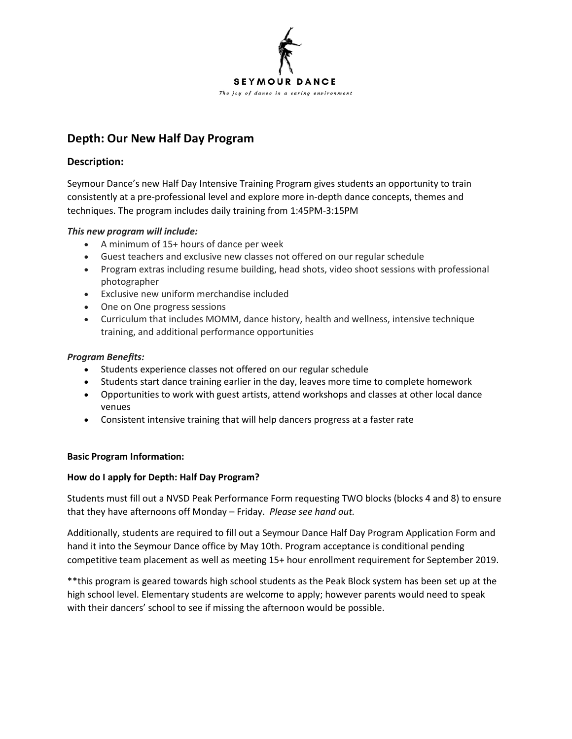SEYMOUR DANCE

*The joy of dance in a caring environment*

## Depth: Our New Half Day Program

### Description:

Seymour Dance's new Half Day Intensive Training Program gives students an opportunity to train consistently at a pre-professional level and explore more in-depth dance concepts, themes and techniques. The program includes daily training from 1:45PM-3:15PM

***This new program will include:***

- A minimum of 15+ hours of dance per week
- Guest teachers and exclusive new classes not offered on our regular schedule
- Program extras including resume building, head shots, video shoot sessions with professional photographer
- Exclusive new uniform merchandise included
- One on One progress sessions
- Curriculum that includes MOMM, dance history, health and wellness, intensive technique training, and additional performance opportunities

***Program Benefits:***

- Students experience classes not offered on our regular schedule
- Students start dance training earlier in the day, leaves more time to complete homework
- Opportunities to work with guest artists, attend workshops and classes at other local dance venues
- Consistent intensive training that will help dancers progress at a faster rate

**Basic Program Information:**

**How do I apply for Depth: Half Day Program?**

Students must fill out a NVSD Peak Performance Form requesting TWO blocks (blocks 4 and 8) to ensure that they have afternoons off Monday – Friday. *Please see hand out.*

Additionally, students are required to fill out a Seymour Dance Half Day Program Application Form and hand it into the Seymour Dance office by May 10th. Program acceptance is conditional pending competitive team placement as well as meeting 15+ hour enrollment requirement for September 2019.

**this program is geared towards high school students as the Peak Block system has been set up at the high school level. Elementary students are welcome to apply; however parents would need to speak with their dancers' school to see if missing the afternoon would be possible.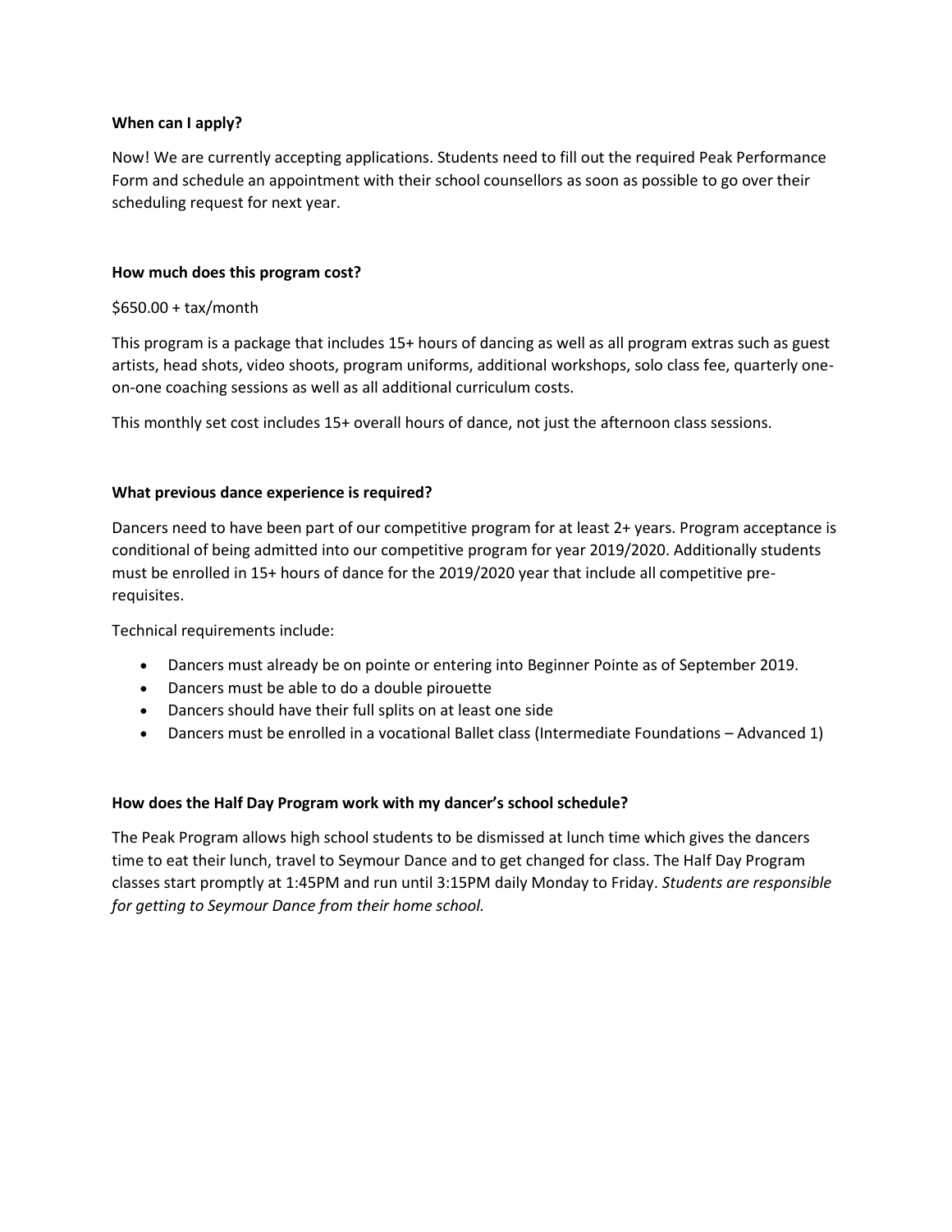**When can I apply?**

Now! We are currently accepting applications. Students need to fill out the required Peak Performance Form and schedule an appointment with their school counsellors as soon as possible to go over their scheduling request for next year.

**How much does this program cost?**

$650.00 + tax/month

This program is a package that includes 15+ hours of dancing as well as all program extras such as guest artists, head shots, video shoots, program uniforms, additional workshops, solo class fee, quarterly one-on-one coaching sessions as well as all additional curriculum costs.

This monthly set cost includes 15+ overall hours of dance, not just the afternoon class sessions.

**What previous dance experience is required?**

Dancers need to have been part of our competitive program for at least 2+ years. Program acceptance is conditional of being admitted into our competitive program for year 2019/2020. Additionally students must be enrolled in 15+ hours of dance for the 2019/2020 year that include all competitive pre-requisites.

Technical requirements include:

- Dancers must already be on pointe or entering into Beginner Pointe as of September 2019.
- Dancers must be able to do a double pirouette
- Dancers should have their full splits on at least one side
- Dancers must be enrolled in a vocational Ballet class (Intermediate Foundations – Advanced 1)

**How does the Half Day Program work with my dancer's school schedule?**

The Peak Program allows high school students to be dismissed at lunch time which gives the dancers time to eat their lunch, travel to Seymour Dance and to get changed for class. The Half Day Program classes start promptly at 1:45PM and run until 3:15PM daily Monday to Friday. *Students are responsible for getting to Seymour Dance from their home school.*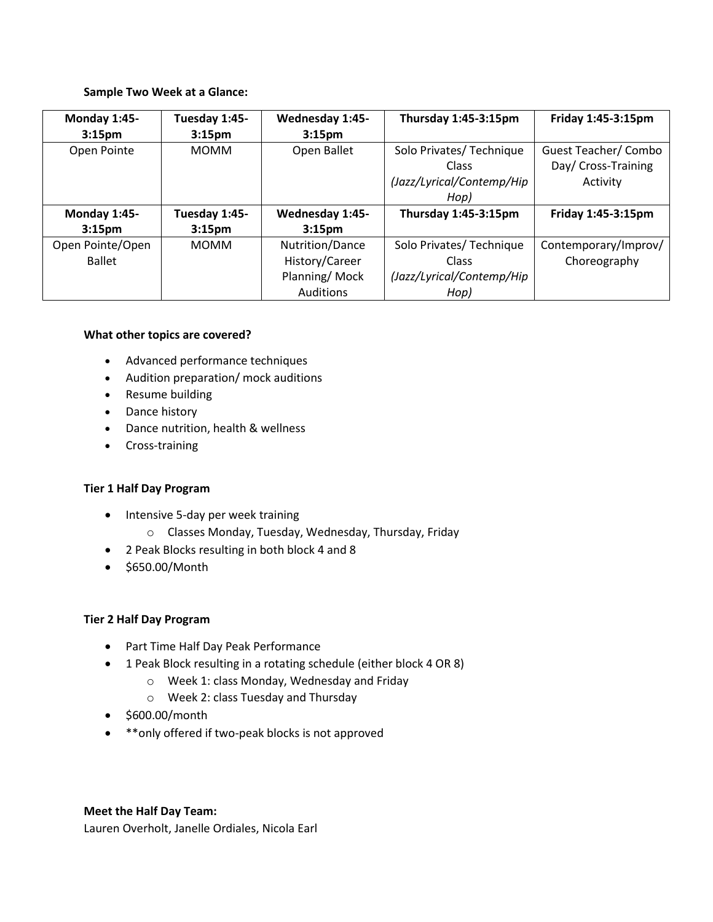**Sample Two Week at a Glance:**

| **Monday 1:45-3:15pm** | **Tuesday 1:45-3:15pm** | **Wednesday 1:45-3:15pm** | **Thursday 1:45-3:15pm** | **Friday 1:45-3:15pm** |
|---|---|---|---|---|
| Open Pointe | MOMM | Open Ballet | Solo Privates/ Technique Class *(Jazz/Lyrical/Contemp/Hip Hop)* | Guest Teacher/ Combo Day/ Cross-Training Activity |
| **Monday 1:45-3:15pm** | **Tuesday 1:45-3:15pm** | **Wednesday 1:45-3:15pm** | **Thursday 1:45-3:15pm** | **Friday 1:45-3:15pm** |
| Open Pointe/Open Ballet | MOMM | Nutrition/Dance History/Career Planning/ Mock Auditions | Solo Privates/ Technique Class *(Jazz/Lyrical/Contemp/Hip Hop)* | Contemporary/Improv/ Choreography |

**What other topics are covered?**

- Advanced performance techniques
- Audition preparation/ mock auditions
- Resume building
- Dance history
- Dance nutrition, health & wellness
- Cross-training

**Tier 1 Half Day Program**

- Intensive 5-day per week training
  - Classes Monday, Tuesday, Wednesday, Thursday, Friday
- 2 Peak Blocks resulting in both block 4 and 8
- $650.00/Month

**Tier 2 Half Day Program**

- Part Time Half Day Peak Performance
- 1 Peak Block resulting in a rotating schedule (either block 4 OR 8)
  - Week 1: class Monday, Wednesday and Friday
  - Week 2: class Tuesday and Thursday
- $600.00/month
- **only offered if two-peak blocks is not approved

**Meet the Half Day Team:**
Lauren Overholt, Janelle Ordiales, Nicola Earl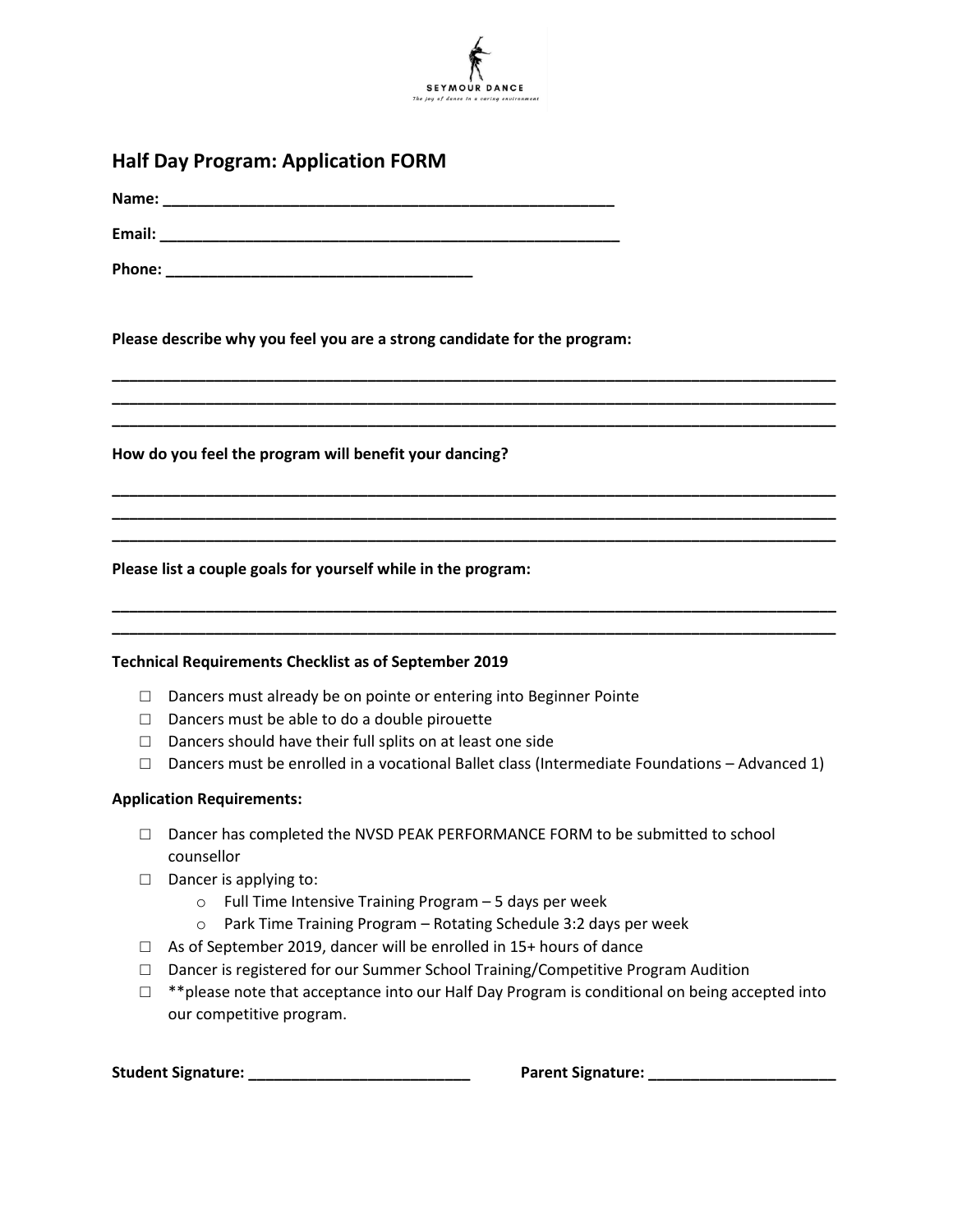SEYMOUR DANCE

*The joy of dance in a caring environment*

## Half Day Program: Application FORM

**Name: \_\_\_\_\_\_\_\_\_\_\_\_\_\_\_\_\_\_\_\_\_\_\_\_\_\_\_\_\_\_\_\_\_\_\_\_\_\_\_\_\_\_\_\_\_\_\_\_\_\_\_\_**

**Email: \_\_\_\_\_\_\_\_\_\_\_\_\_\_\_\_\_\_\_\_\_\_\_\_\_\_\_\_\_\_\_\_\_\_\_\_\_\_\_\_\_\_\_\_\_\_\_\_\_\_\_\_\_**

**Phone: \_\_\_\_\_\_\_\_\_\_\_\_\_\_\_\_\_\_\_\_\_\_\_\_\_\_\_\_\_\_\_\_\_\_\_\_\_**

**Please describe why you feel you are a strong candidate for the program:**

\_\_\_\_\_\_\_\_\_\_\_\_\_\_\_\_\_\_\_\_\_\_\_\_\_\_\_\_\_\_\_\_\_\_\_\_\_\_\_\_\_\_\_\_\_\_\_\_\_\_\_\_\_\_\_\_\_\_\_\_\_\_\_\_\_\_\_\_\_\_\_\_\_\_\_\_\_\_\_\_\_\_\_\_
\_\_\_\_\_\_\_\_\_\_\_\_\_\_\_\_\_\_\_\_\_\_\_\_\_\_\_\_\_\_\_\_\_\_\_\_\_\_\_\_\_\_\_\_\_\_\_\_\_\_\_\_\_\_\_\_\_\_\_\_\_\_\_\_\_\_\_\_\_\_\_\_\_\_\_\_\_\_\_\_\_\_\_\_
\_\_\_\_\_\_\_\_\_\_\_\_\_\_\_\_\_\_\_\_\_\_\_\_\_\_\_\_\_\_\_\_\_\_\_\_\_\_\_\_\_\_\_\_\_\_\_\_\_\_\_\_\_\_\_\_\_\_\_\_\_\_\_\_\_\_\_\_\_\_\_\_\_\_\_\_\_\_\_\_\_\_\_\_

**How do you feel the program will benefit your dancing?**

\_\_\_\_\_\_\_\_\_\_\_\_\_\_\_\_\_\_\_\_\_\_\_\_\_\_\_\_\_\_\_\_\_\_\_\_\_\_\_\_\_\_\_\_\_\_\_\_\_\_\_\_\_\_\_\_\_\_\_\_\_\_\_\_\_\_\_\_\_\_\_\_\_\_\_\_\_\_\_\_\_\_\_\_
\_\_\_\_\_\_\_\_\_\_\_\_\_\_\_\_\_\_\_\_\_\_\_\_\_\_\_\_\_\_\_\_\_\_\_\_\_\_\_\_\_\_\_\_\_\_\_\_\_\_\_\_\_\_\_\_\_\_\_\_\_\_\_\_\_\_\_\_\_\_\_\_\_\_\_\_\_\_\_\_\_\_\_\_
\_\_\_\_\_\_\_\_\_\_\_\_\_\_\_\_\_\_\_\_\_\_\_\_\_\_\_\_\_\_\_\_\_\_\_\_\_\_\_\_\_\_\_\_\_\_\_\_\_\_\_\_\_\_\_\_\_\_\_\_\_\_\_\_\_\_\_\_\_\_\_\_\_\_\_\_\_\_\_\_\_\_\_\_

**Please list a couple goals for yourself while in the program:**

\_\_\_\_\_\_\_\_\_\_\_\_\_\_\_\_\_\_\_\_\_\_\_\_\_\_\_\_\_\_\_\_\_\_\_\_\_\_\_\_\_\_\_\_\_\_\_\_\_\_\_\_\_\_\_\_\_\_\_\_\_\_\_\_\_\_\_\_\_\_\_\_\_\_\_\_\_\_\_\_\_\_\_\_
\_\_\_\_\_\_\_\_\_\_\_\_\_\_\_\_\_\_\_\_\_\_\_\_\_\_\_\_\_\_\_\_\_\_\_\_\_\_\_\_\_\_\_\_\_\_\_\_\_\_\_\_\_\_\_\_\_\_\_\_\_\_\_\_\_\_\_\_\_\_\_\_\_\_\_\_\_\_\_\_\_\_\_\_

**Technical Requirements Checklist as of September 2019**

- ☐ Dancers must already be on pointe or entering into Beginner Pointe
- ☐ Dancers must be able to do a double pirouette
- ☐ Dancers should have their full splits on at least one side
- ☐ Dancers must be enrolled in a vocational Ballet class (Intermediate Foundations – Advanced 1)

**Application Requirements:**

- ☐ Dancer has completed the NVSD PEAK PERFORMANCE FORM to be submitted to school counsellor
- ☐ Dancer is applying to:
  - Full Time Intensive Training Program – 5 days per week
  - Park Time Training Program – Rotating Schedule 3:2 days per week
- ☐ As of September 2019, dancer will be enrolled in 15+ hours of dance
- ☐ Dancer is registered for our Summer School Training/Competitive Program Audition
- ☐ **please note that acceptance into our Half Day Program is conditional on being accepted into our competitive program.

**Student Signature: \_\_\_\_\_\_\_\_\_\_\_\_\_\_\_\_\_\_\_\_\_\_\_\_\_\_\_** **Parent Signature: \_\_\_\_\_\_\_\_\_\_\_\_\_\_\_\_\_\_\_\_\_\_**